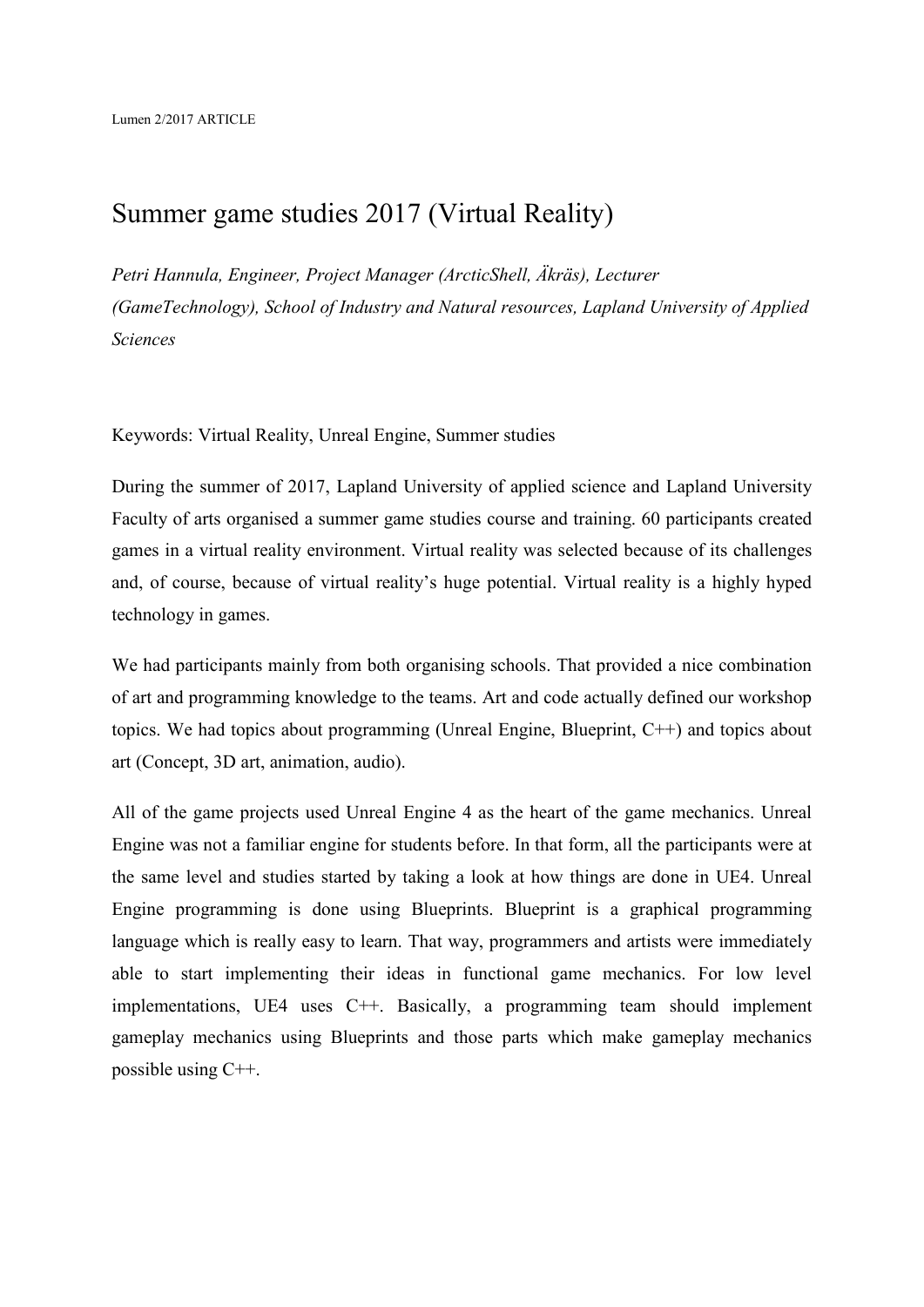Lumen 2/2017 ARTICLE

# Summer game studies 2017 (Virtual Reality)

*Petri Hannula, Engineer, Project Manager (ArcticShell, Äkräs), Lecturer (GameTechnology), School of Industry and Natural resources, Lapland University of Applied Sciences*

Keywords: Virtual Reality, Unreal Engine, Summer studies

During the summer of 2017, Lapland University of applied science and Lapland University Faculty of arts organised a summer game studies course and training. 60 participants created games in a virtual reality environment. Virtual reality was selected because of its challenges and, of course, because of virtual reality's huge potential. Virtual reality is a highly hyped technology in games.

We had participants mainly from both organising schools. That provided a nice combination of art and programming knowledge to the teams. Art and code actually defined our workshop topics. We had topics about programming (Unreal Engine, Blueprint, C++) and topics about art (Concept, 3D art, animation, audio).

All of the game projects used Unreal Engine 4 as the heart of the game mechanics. Unreal Engine was not a familiar engine for students before. In that form, all the participants were at the same level and studies started by taking a look at how things are done in UE4. Unreal Engine programming is done using Blueprints. Blueprint is a graphical programming language which is really easy to learn. That way, programmers and artists were immediately able to start implementing their ideas in functional game mechanics. For low level implementations, UE4 uses C++. Basically, a programming team should implement gameplay mechanics using Blueprints and those parts which make gameplay mechanics possible using C++.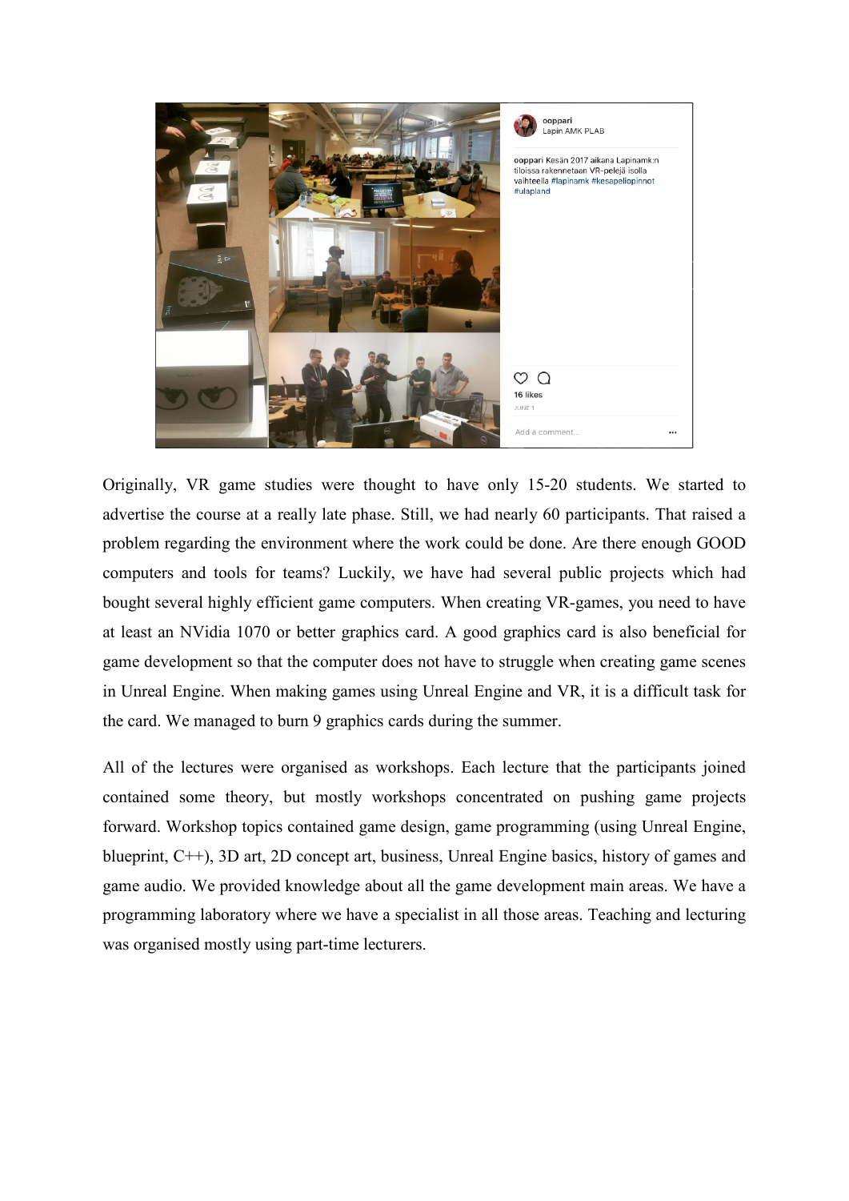Originally, VR game studies were thought to have only 15-20 students. We started to advertise the course at a really late phase. Still, we had nearly 60 participants. That raised a problem regarding the environment where the work could be done. Are there enough GOOD computers and tools for teams? Luckily, we have had several public projects which had bought several highly efficient game computers. When creating VR-games, you need to have at least an NVidia 1070 or better graphics card. A good graphics card is also beneficial for game development so that the computer does not have to struggle when creating game scenes in Unreal Engine. When making games using Unreal Engine and VR, it is a difficult task for the card. We managed to burn 9 graphics cards during the summer.

All of the lectures were organised as workshops. Each lecture that the participants joined contained some theory, but mostly workshops concentrated on pushing game projects forward. Workshop topics contained game design, game programming (using Unreal Engine, blueprint, C++), 3D art, 2D concept art, business, Unreal Engine basics, history of games and game audio. We provided knowledge about all the game development main areas. We have a programming laboratory where we have a specialist in all those areas. Teaching and lecturing was organised mostly using part-time lecturers.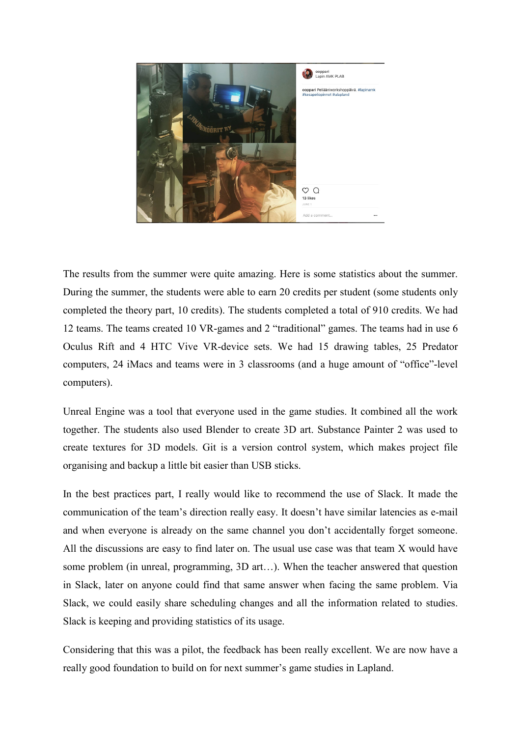The results from the summer were quite amazing. Here is some statistics about the summer. During the summer, the students were able to earn 20 credits per student (some students only completed the theory part, 10 credits). The students completed a total of 910 credits. We had 12 teams. The teams created 10 VR-games and 2 “traditional” games. The teams had in use 6 Oculus Rift and 4 HTC Vive VR-device sets. We had 15 drawing tables, 25 Predator computers, 24 iMacs and teams were in 3 classrooms (and a huge amount of “office”-level computers).

Unreal Engine was a tool that everyone used in the game studies. It combined all the work together. The students also used Blender to create 3D art. Substance Painter 2 was used to create textures for 3D models. Git is a version control system, which makes project file organising and backup a little bit easier than USB sticks.

In the best practices part, I really would like to recommend the use of Slack. It made the communication of the team’s direction really easy. It doesn’t have similar latencies as e-mail and when everyone is already on the same channel you don’t accidentally forget someone. All the discussions are easy to find later on. The usual use case was that team X would have some problem (in unreal, programming, 3D art…). When the teacher answered that question in Slack, later on anyone could find that same answer when facing the same problem. Via Slack, we could easily share scheduling changes and all the information related to studies. Slack is keeping and providing statistics of its usage.

Considering that this was a pilot, the feedback has been really excellent. We are now have a really good foundation to build on for next summer’s game studies in Lapland.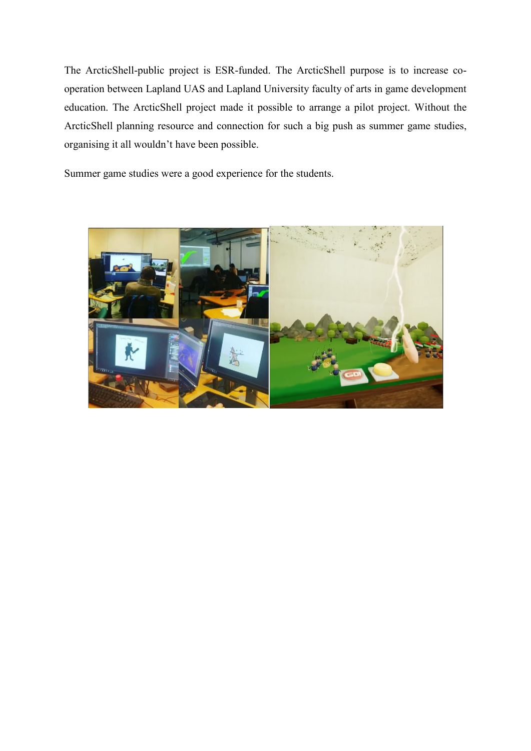The ArcticShell-public project is ESR-funded. The ArcticShell purpose is to increase co-operation between Lapland UAS and Lapland University faculty of arts in game development education. The ArcticShell project made it possible to arrange a pilot project. Without the ArcticShell planning resource and connection for such a big push as summer game studies, organising it all wouldn't have been possible.

Summer game studies were a good experience for the students.